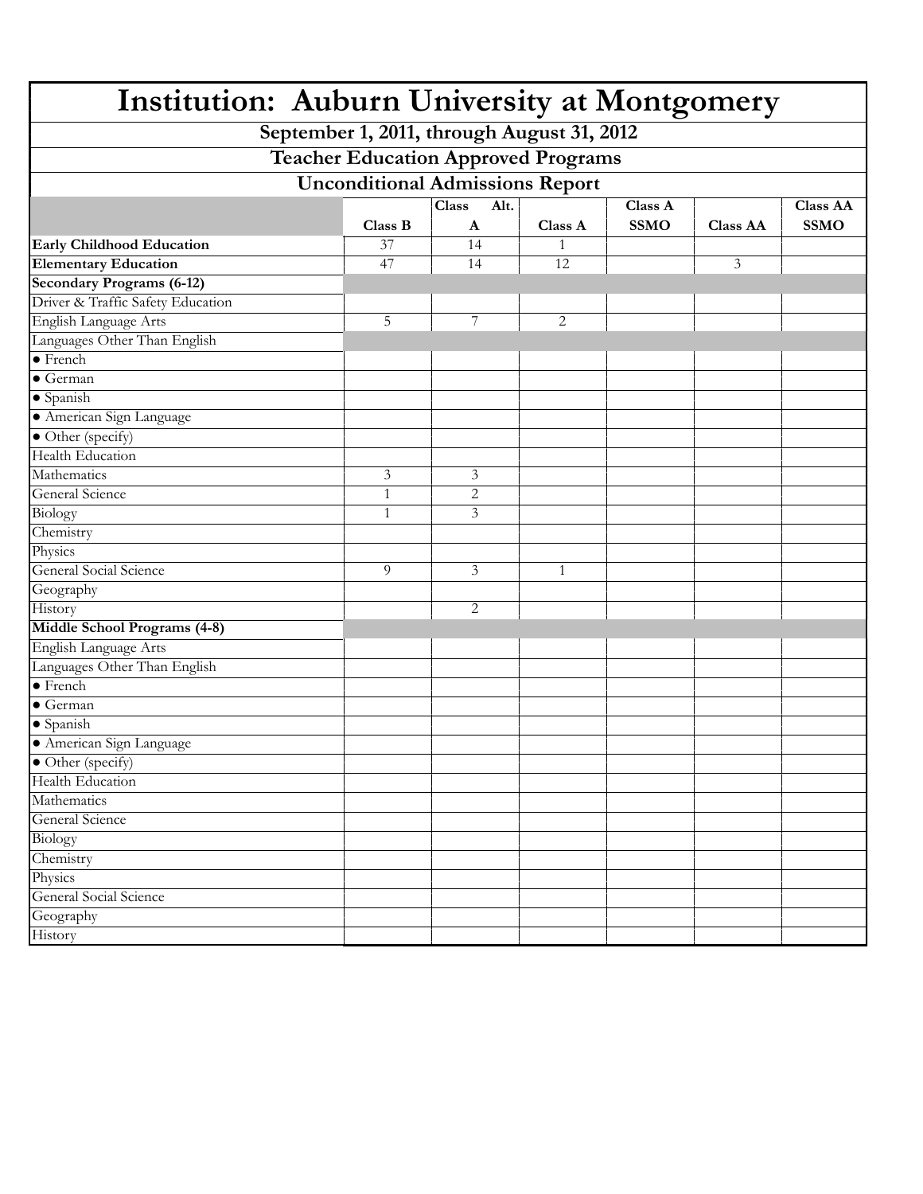# Institution: Auburn University at Montgomery

## September 1, 2011, through August 31, 2012

## Teacher Education Approved Programs

## Unconditional Admissions Report

| | Class B | Class Alt. A | Class A | Class A SSMO | Class AA | Class AA SSMO |
|---|---|---|---|---|---|---|
| **Early Childhood Education** | 37 | 14 | 1 | | | |
| **Elementary Education** | 47 | 14 | 12 | | 3 | |
| **Secondary Programs (6-12)** | | | | | | |
| Driver & Traffic Safety Education | | | | | | |
| English Language Arts | 5 | 7 | 2 | | | |
| Languages Other Than English | | | | | | |
| • French | | | | | | |
| • German | | | | | | |
| • Spanish | | | | | | |
| • American Sign Language | | | | | | |
| • Other (specify) | | | | | | |
| Health Education | | | | | | |
| Mathematics | 3 | 3 | | | | |
| General Science | 1 | 2 | | | | |
| Biology | 1 | 3 | | | | |
| Chemistry | | | | | | |
| Physics | | | | | | |
| General Social Science | 9 | 3 | 1 | | | |
| Geography | | | | | | |
| History | | 2 | | | | |
| **Middle School Programs (4-8)** | | | | | | |
| English Language Arts | | | | | | |
| Languages Other Than English | | | | | | |
| • French | | | | | | |
| • German | | | | | | |
| • Spanish | | | | | | |
| • American Sign Language | | | | | | |
| • Other (specify) | | | | | | |
| Health Education | | | | | | |
| Mathematics | | | | | | |
| General Science | | | | | | |
| Biology | | | | | | |
| Chemistry | | | | | | |
| Physics | | | | | | |
| General Social Science | | | | | | |
| Geography | | | | | | |
| History | | | | | | |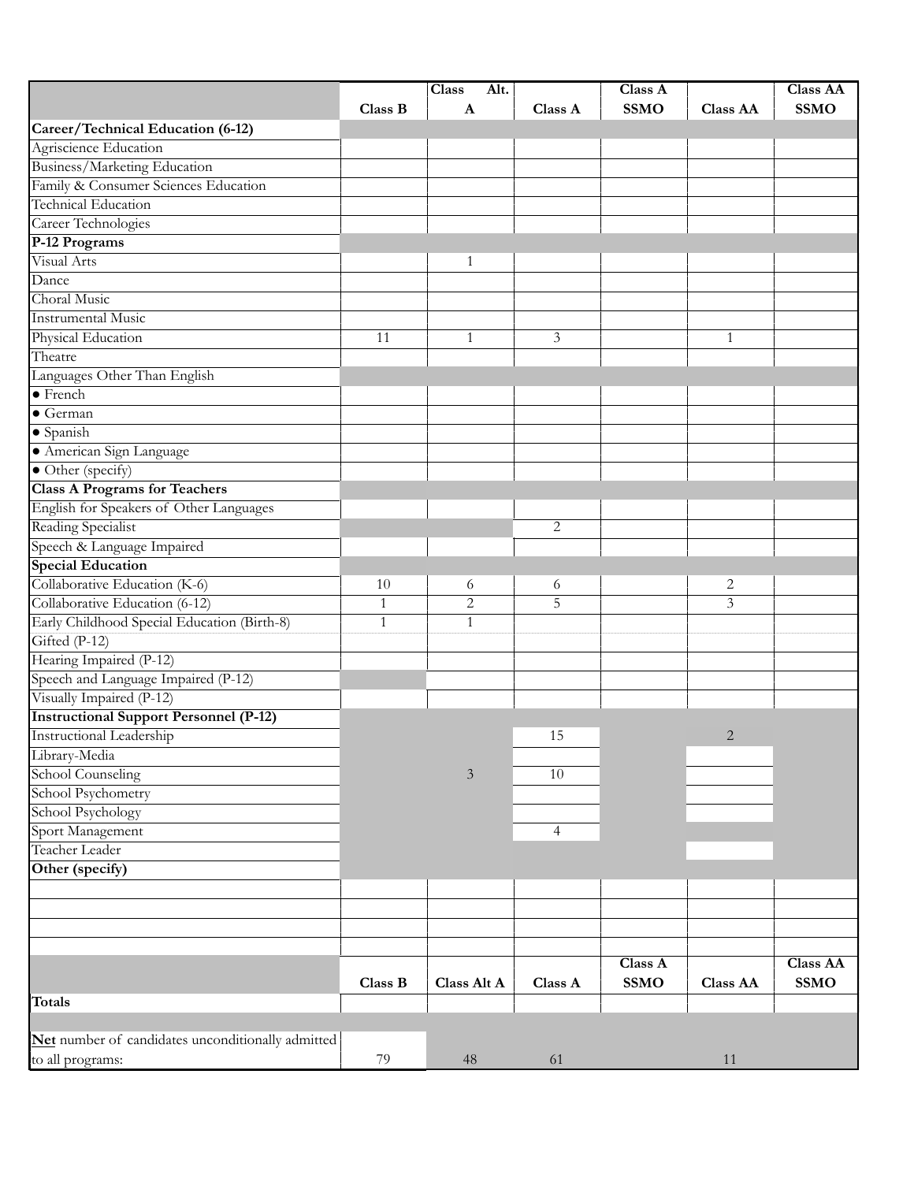| | Class B | Class Alt. A | Class A | Class A SSMO | Class AA | Class AA SSMO |
|---|---|---|---|---|---|---|
| **Career/Technical Education (6-12)** | | | | | | |
| Agriscience Education | | | | | | |
| Business/Marketing Education | | | | | | |
| Family & Consumer Sciences Education | | | | | | |
| Technical Education | | | | | | |
| Career Technologies | | | | | | |
| **P-12 Programs** | | | | | | |
| Visual Arts | | 1 | | | | |
| Dance | | | | | | |
| Choral Music | | | | | | |
| Instrumental Music | | | | | | |
| Physical Education | 11 | 1 | 3 | | 1 | |
| Theatre | | | | | | |
| Languages Other Than English | | | | | | |
| ● French | | | | | | |
| ● German | | | | | | |
| ● Spanish | | | | | | |
| ● American Sign Language | | | | | | |
| ● Other (specify) | | | | | | |
| **Class A Programs for Teachers** | | | | | | |
| English for Speakers of Other Languages | | | | | | |
| Reading Specialist | | | 2 | | | |
| Speech & Language Impaired | | | | | | |
| **Special Education** | | | | | | |
| Collaborative Education (K-6) | 10 | 6 | 6 | | 2 | |
| Collaborative Education (6-12) | 1 | 2 | 5 | | 3 | |
| Early Childhood Special Education (Birth-8) | 1 | 1 | | | | |
| Gifted (P-12) | | | | | | |
| Hearing Impaired (P-12) | | | | | | |
| Speech and Language Impaired (P-12) | | | | | | |
| Visually Impaired (P-12) | | | | | | |
| **Instructional Support Personnel (P-12)** | | | | | | |
| Instructional Leadership | | | 15 | | 2 | |
| Library-Media | | | | | | |
| School Counseling | | 3 | 10 | | | |
| School Psychometry | | | | | | |
| School Psychology | | | | | | |
| Sport Management | | | 4 | | | |
| Teacher Leader | | | | | | |
| **Other (specify)** | | | | | | |
| | | | | | | |
| | | | | | | |
| | | | | | | |
| | | | | | | |
| | **Class B** | **Class Alt A** | **Class A** | **Class A SSMO** | **Class AA** | **Class AA SSMO** |
| **Totals** | | | | | | |
| **Net** number of candidates unconditionally admitted to all programs: | 79 | 48 | 61 | | 11 | |